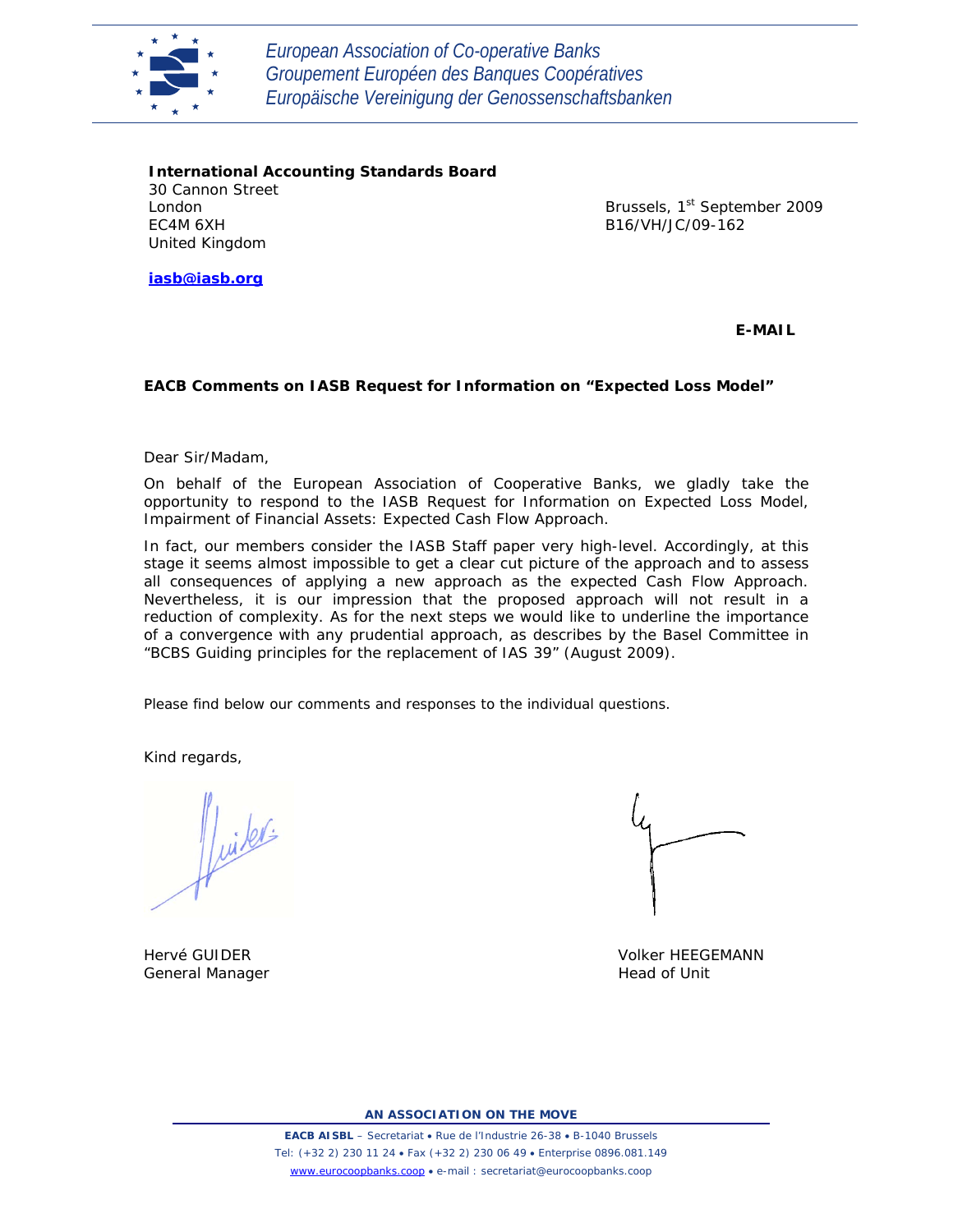European Association of Co-operative Banks
Groupement Européen des Banques Coopératives
Europäische Vereinigung der Genossenschaftsbanken

**International Accounting Standards Board**
30 Cannon Street
London
EC4M 6XH
United Kingdom

**iasb@iasb.org**

Brussels, 1st September 2009
B16/VH/JC/09-162

**E-MAIL**

**EACB Comments on IASB Request for Information on "Expected Loss Model"**

Dear Sir/Madam,

On behalf of the European Association of Cooperative Banks, we gladly take the opportunity to respond to the IASB Request for Information on Expected Loss Model, Impairment of Financial Assets: Expected Cash Flow Approach.

In fact, our members consider the IASB Staff paper very high-level. Accordingly, at this stage it seems almost impossible to get a clear cut picture of the approach and to assess all consequences of applying a new approach as the expected Cash Flow Approach. Nevertheless, it is our impression that the proposed approach will not result in a reduction of complexity. As for the next steps we would like to underline the importance of a convergence with any prudential approach, as describes by the Basel Committee in "BCBS Guiding principles for the replacement of IAS 39" (August 2009).

Please find below our comments and responses to the individual questions.

Kind regards,

Hervé GUIDER
General Manager

Volker HEEGEMANN
Head of Unit

**AN ASSOCIATION ON THE MOVE**

**EACB AISBL** – Secretariat • Rue de l'Industrie 26-38 • B-1040 Brussels
Tel: (+32 2) 230 11 24 • Fax (+32 2) 230 06 49 • Enterprise 0896.081.149
www.eurocoopbanks.coop • e-mail : secretariat@eurocoopbanks.coop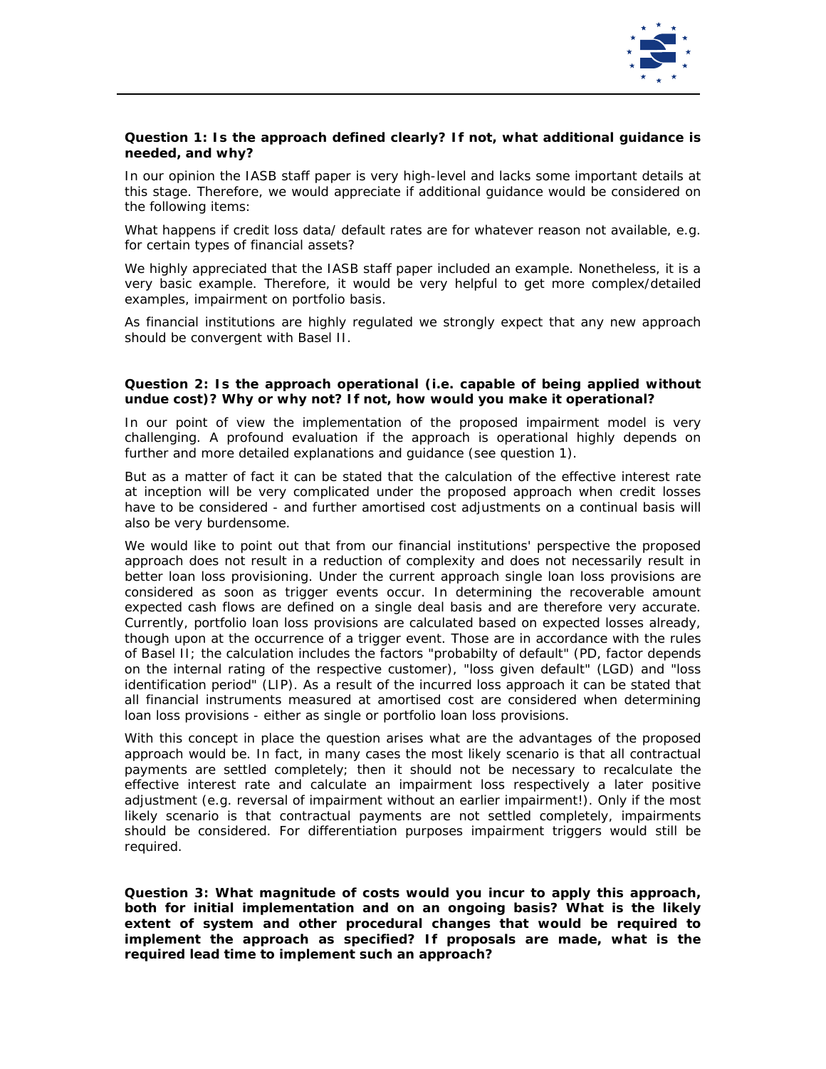**Question 1: Is the approach defined clearly? If not, what additional guidance is needed, and why?**

In our opinion the IASB staff paper is very high-level and lacks some important details at this stage. Therefore, we would appreciate if additional guidance would be considered on the following items:

What happens if credit loss data/ default rates are for whatever reason not available, e.g. for certain types of financial assets?

We highly appreciated that the IASB staff paper included an example. Nonetheless, it is a very basic example. Therefore, it would be very helpful to get more complex/detailed examples, impairment on portfolio basis.

As financial institutions are highly regulated we strongly expect that any new approach should be convergent with Basel II.

**Question 2: Is the approach operational (i.e. capable of being applied without undue cost)? Why or why not? If not, how would you make it operational?**

In our point of view the implementation of the proposed impairment model is very challenging. A profound evaluation if the approach is operational highly depends on further and more detailed explanations and guidance (see question 1).

But as a matter of fact it can be stated that the calculation of the effective interest rate at inception will be very complicated under the proposed approach when credit losses have to be considered - and further amortised cost adjustments on a continual basis will also be very burdensome.

We would like to point out that from our financial institutions' perspective the proposed approach does not result in a reduction of complexity and does not necessarily result in better loan loss provisioning. Under the current approach single loan loss provisions are considered as soon as trigger events occur. In determining the recoverable amount expected cash flows are defined on a single deal basis and are therefore very accurate. Currently, portfolio loan loss provisions are calculated based on expected losses already, though upon at the occurrence of a trigger event. Those are in accordance with the rules of Basel II; the calculation includes the factors "probabilty of default" (PD, factor depends on the internal rating of the respective customer), "loss given default" (LGD) and "loss identification period" (LIP). As a result of the incurred loss approach it can be stated that all financial instruments measured at amortised cost are considered when determining loan loss provisions - either as single or portfolio loan loss provisions.

With this concept in place the question arises what are the advantages of the proposed approach would be. In fact, in many cases the most likely scenario is that all contractual payments are settled completely; then it should not be necessary to recalculate the effective interest rate and calculate an impairment loss respectively a later positive adjustment (e.g. reversal of impairment without an earlier impairment!). Only if the most likely scenario is that contractual payments are not settled completely, impairments should be considered. For differentiation purposes impairment triggers would still be required.

**Question 3: What magnitude of costs would you incur to apply this approach, both for initial implementation and on an ongoing basis? What is the likely extent of system and other procedural changes that would be required to implement the approach as specified? If proposals are made, what is the required lead time to implement such an approach?**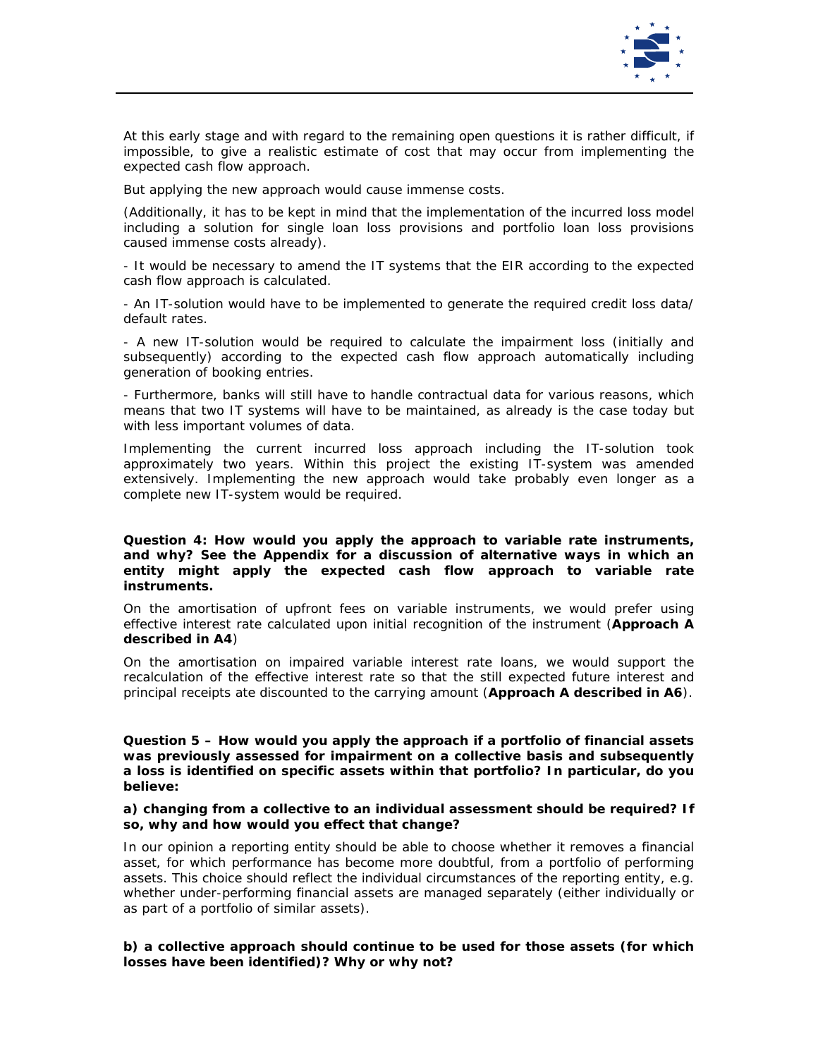At this early stage and with regard to the remaining open questions it is rather difficult, if impossible, to give a realistic estimate of cost that may occur from implementing the expected cash flow approach.

But applying the new approach would cause immense costs.

(Additionally, it has to be kept in mind that the implementation of the incurred loss model including a solution for single loan loss provisions and portfolio loan loss provisions caused immense costs already).

- It would be necessary to amend the IT systems that the EIR according to the expected cash flow approach is calculated.

- An IT-solution would have to be implemented to generate the required credit loss data/ default rates.

- A new IT-solution would be required to calculate the impairment loss (initially and subsequently) according to the expected cash flow approach automatically including generation of booking entries.

- Furthermore, banks will still have to handle contractual data for various reasons, which means that two IT systems will have to be maintained, as already is the case today but with less important volumes of data.

Implementing the current incurred loss approach including the IT-solution took approximately two years. Within this project the existing IT-system was amended extensively. Implementing the new approach would take probably even longer as a complete new IT-system would be required.

**Question 4: How would you apply the approach to variable rate instruments, and why? See the Appendix for a discussion of alternative ways in which an entity might apply the expected cash flow approach to variable rate instruments.**

On the amortisation of upfront fees on variable instruments, we would prefer using effective interest rate calculated upon initial recognition of the instrument (**Approach A described in A4**)

On the amortisation on impaired variable interest rate loans, we would support the recalculation of the effective interest rate so that the still expected future interest and principal receipts ate discounted to the carrying amount (**Approach A described in A6**).

**Question 5 – How would you apply the approach if a portfolio of financial assets was previously assessed for impairment on a collective basis and subsequently a loss is identified on specific assets within that portfolio? In particular, do you believe:**

**a) changing from a collective to an individual assessment should be required? If so, why and how would you effect that change?**

In our opinion a reporting entity should be able to choose whether it removes a financial asset, for which performance has become more doubtful, from a portfolio of performing assets. This choice should reflect the individual circumstances of the reporting entity, e.g. whether under-performing financial assets are managed separately (either individually or as part of a portfolio of similar assets).

**b) a collective approach should continue to be used for those assets (for which losses have been identified)? Why or why not?**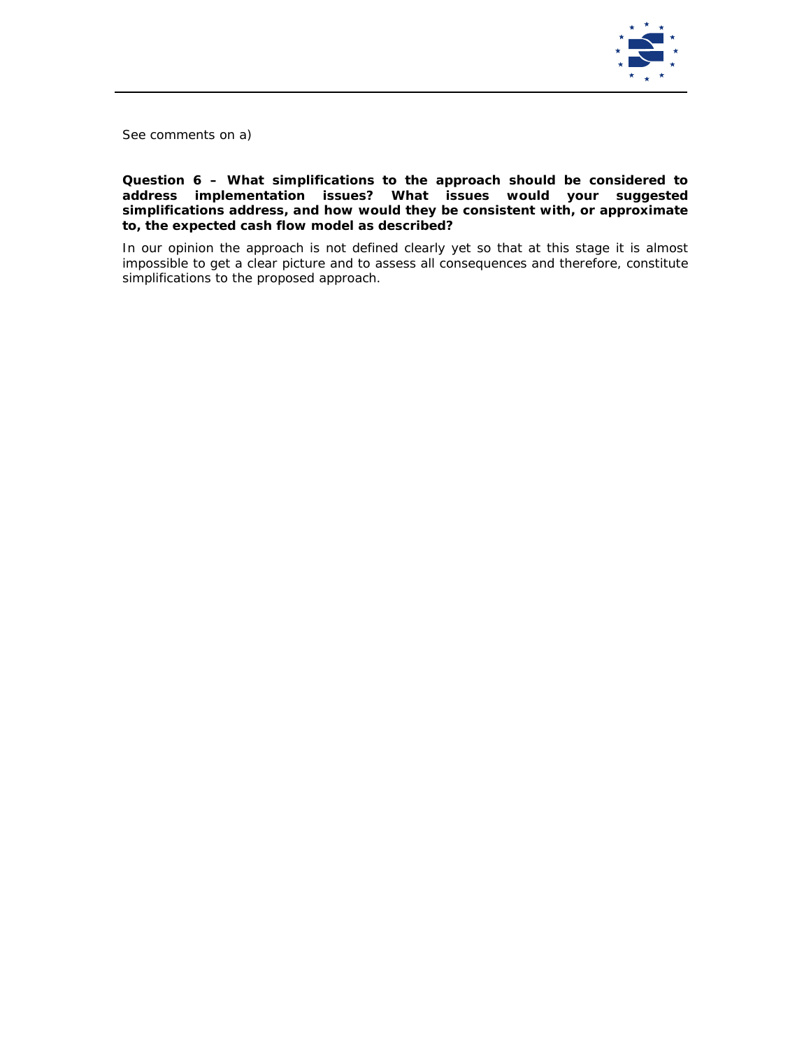See comments on a)

**Question 6 – What simplifications to the approach should be considered to address implementation issues? What issues would your suggested simplifications address, and how would they be consistent with, or approximate to, the expected cash flow model as described?**

In our opinion the approach is not defined clearly yet so that at this stage it is almost impossible to get a clear picture and to assess all consequences and therefore, constitute simplifications to the proposed approach.